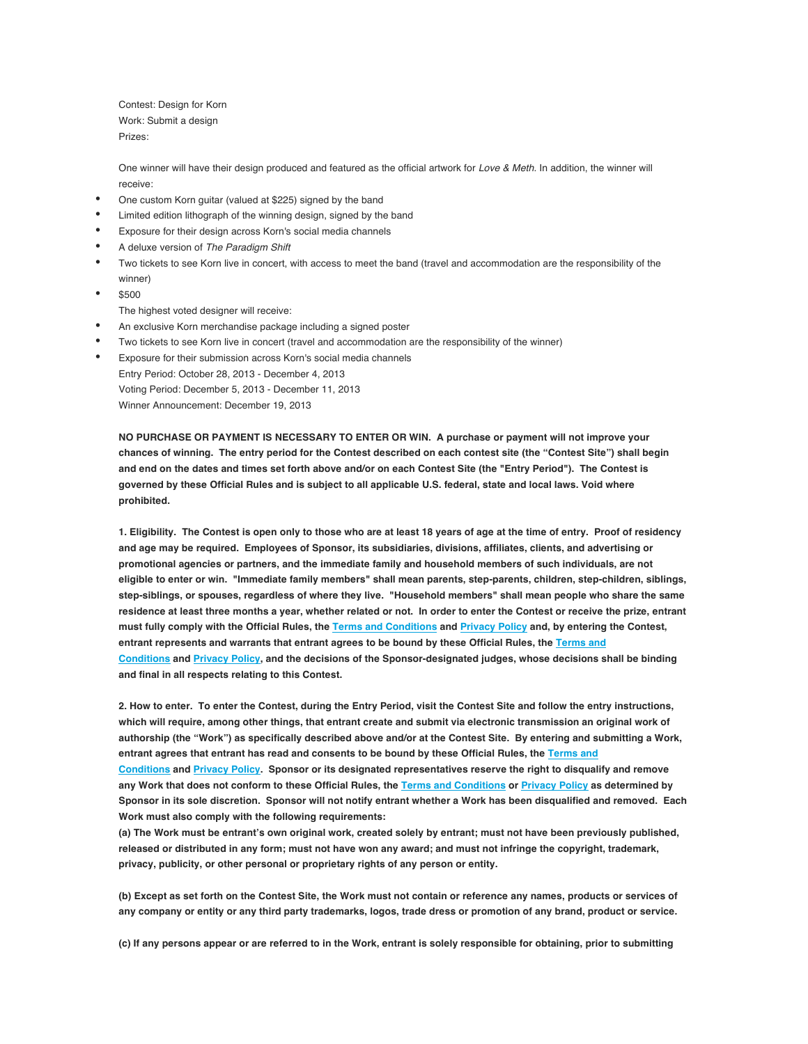Contest: Design for Korn
Work: Submit a design
Prizes:

One winner will have their design produced and featured as the official artwork for *Love & Meth*. In addition, the winner will receive:

- One custom Korn guitar (valued at $225) signed by the band
- Limited edition lithograph of the winning design, signed by the band
- Exposure for their design across Korn's social media channels
- A deluxe version of *The Paradigm Shift*
- Two tickets to see Korn live in concert, with access to meet the band (travel and accommodation are the responsibility of the winner)
- $500

The highest voted designer will receive:

- An exclusive Korn merchandise package including a signed poster
- Two tickets to see Korn live in concert (travel and accommodation are the responsibility of the winner)
- Exposure for their submission across Korn's social media channels

Entry Period: October 28, 2013 - December 4, 2013
Voting Period: December 5, 2013 - December 11, 2013
Winner Announcement: December 19, 2013

**NO PURCHASE OR PAYMENT IS NECESSARY TO ENTER OR WIN. A purchase or payment will not improve your chances of winning. The entry period for the Contest described on each contest site (the "Contest Site") shall begin and end on the dates and times set forth above and/or on each Contest Site (the "Entry Period"). The Contest is governed by these Official Rules and is subject to all applicable U.S. federal, state and local laws. Void where prohibited.**

**1. Eligibility. The Contest is open only to those who are at least 18 years of age at the time of entry. Proof of residency and age may be required. Employees of Sponsor, its subsidiaries, divisions, affiliates, clients, and advertising or promotional agencies or partners, and the immediate family and household members of such individuals, are not eligible to enter or win. "Immediate family members" shall mean parents, step-parents, children, step-children, siblings, step-siblings, or spouses, regardless of where they live. "Household members" shall mean people who share the same residence at least three months a year, whether related or not. In order to enter the Contest or receive the prize, entrant must fully comply with the Official Rules, the Terms and Conditions and Privacy Policy and, by entering the Contest, entrant represents and warrants that entrant agrees to be bound by these Official Rules, the Terms and Conditions and Privacy Policy, and the decisions of the Sponsor-designated judges, whose decisions shall be binding and final in all respects relating to this Contest.**

**2. How to enter. To enter the Contest, during the Entry Period, visit the Contest Site and follow the entry instructions, which will require, among other things, that entrant create and submit via electronic transmission an original work of authorship (the "Work") as specifically described above and/or at the Contest Site. By entering and submitting a Work, entrant agrees that entrant has read and consents to be bound by these Official Rules, the Terms and Conditions and Privacy Policy. Sponsor or its designated representatives reserve the right to disqualify and remove any Work that does not conform to these Official Rules, the Terms and Conditions or Privacy Policy as determined by Sponsor in its sole discretion. Sponsor will not notify entrant whether a Work has been disqualified and removed. Each Work must also comply with the following requirements:**

**(a) The Work must be entrant's own original work, created solely by entrant; must not have been previously published, released or distributed in any form; must not have won any award; and must not infringe the copyright, trademark, privacy, publicity, or other personal or proprietary rights of any person or entity.**

**(b) Except as set forth on the Contest Site, the Work must not contain or reference any names, products or services of any company or entity or any third party trademarks, logos, trade dress or promotion of any brand, product or service.**

**(c) If any persons appear or are referred to in the Work, entrant is solely responsible for obtaining, prior to submitting**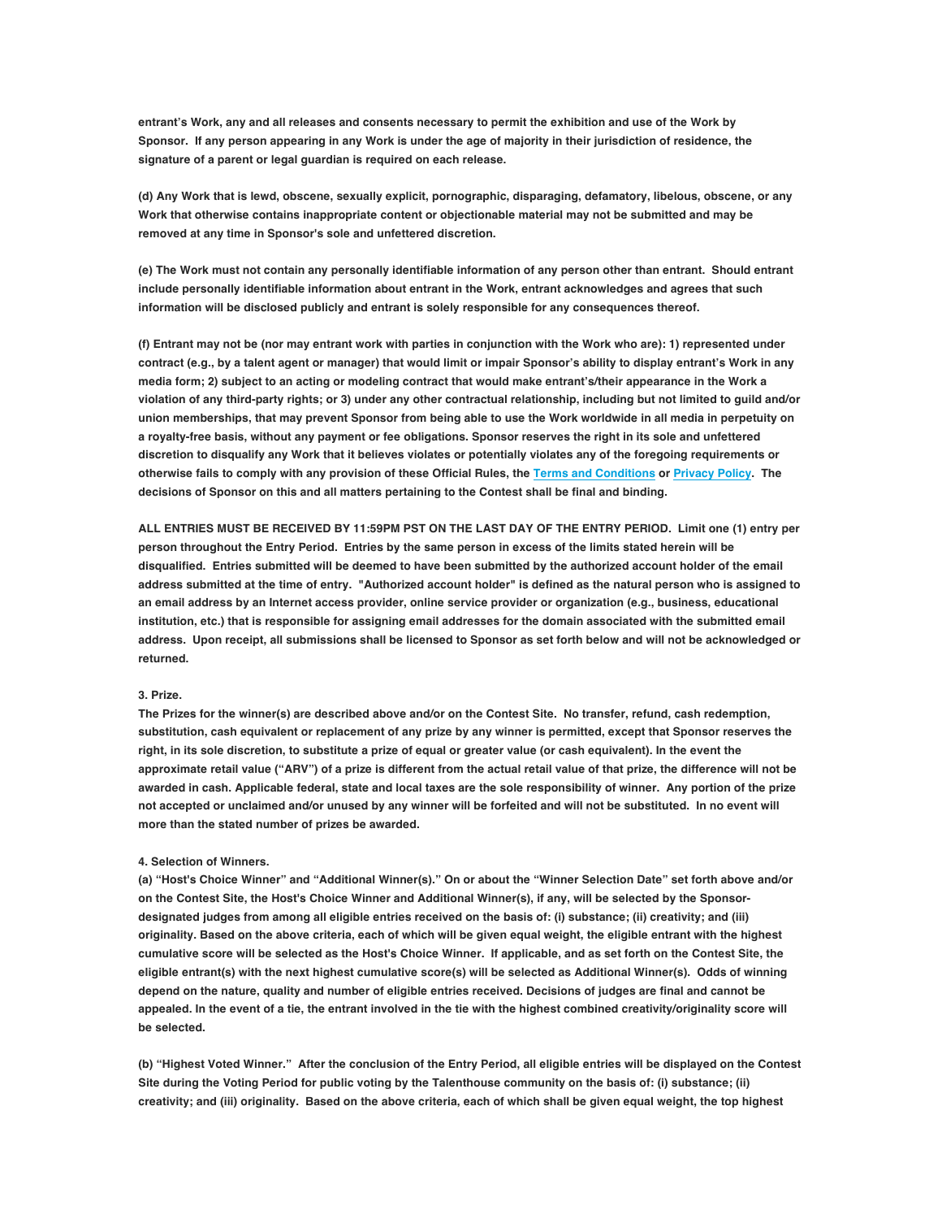**entrant's Work, any and all releases and consents necessary to permit the exhibition and use of the Work by Sponsor. If any person appearing in any Work is under the age of majority in their jurisdiction of residence, the signature of a parent or legal guardian is required on each release.**

**(d) Any Work that is lewd, obscene, sexually explicit, pornographic, disparaging, defamatory, libelous, obscene, or any Work that otherwise contains inappropriate content or objectionable material may not be submitted and may be removed at any time in Sponsor's sole and unfettered discretion.**

**(e) The Work must not contain any personally identifiable information of any person other than entrant. Should entrant include personally identifiable information about entrant in the Work, entrant acknowledges and agrees that such information will be disclosed publicly and entrant is solely responsible for any consequences thereof.**

**(f) Entrant may not be (nor may entrant work with parties in conjunction with the Work who are): 1) represented under contract (e.g., by a talent agent or manager) that would limit or impair Sponsor's ability to display entrant's Work in any media form; 2) subject to an acting or modeling contract that would make entrant's/their appearance in the Work a violation of any third-party rights; or 3) under any other contractual relationship, including but not limited to guild and/or union memberships, that may prevent Sponsor from being able to use the Work worldwide in all media in perpetuity on a royalty-free basis, without any payment or fee obligations. Sponsor reserves the right in its sole and unfettered discretion to disqualify any Work that it believes violates or potentially violates any of the foregoing requirements or otherwise fails to comply with any provision of these Official Rules, the Terms and Conditions or Privacy Policy. The decisions of Sponsor on this and all matters pertaining to the Contest shall be final and binding.**

**ALL ENTRIES MUST BE RECEIVED BY 11:59PM PST ON THE LAST DAY OF THE ENTRY PERIOD. Limit one (1) entry per person throughout the Entry Period. Entries by the same person in excess of the limits stated herein will be disqualified. Entries submitted will be deemed to have been submitted by the authorized account holder of the email address submitted at the time of entry. "Authorized account holder" is defined as the natural person who is assigned to an email address by an Internet access provider, online service provider or organization (e.g., business, educational institution, etc.) that is responsible for assigning email addresses for the domain associated with the submitted email address. Upon receipt, all submissions shall be licensed to Sponsor as set forth below and will not be acknowledged or returned.**

**3. Prize.**

**The Prizes for the winner(s) are described above and/or on the Contest Site. No transfer, refund, cash redemption, substitution, cash equivalent or replacement of any prize by any winner is permitted, except that Sponsor reserves the right, in its sole discretion, to substitute a prize of equal or greater value (or cash equivalent). In the event the approximate retail value ("ARV") of a prize is different from the actual retail value of that prize, the difference will not be awarded in cash. Applicable federal, state and local taxes are the sole responsibility of winner. Any portion of the prize not accepted or unclaimed and/or unused by any winner will be forfeited and will not be substituted. In no event will more than the stated number of prizes be awarded.**

**4. Selection of Winners.**

**(a) "Host's Choice Winner" and "Additional Winner(s)." On or about the "Winner Selection Date" set forth above and/or on the Contest Site, the Host's Choice Winner and Additional Winner(s), if any, will be selected by the Sponsor-designated judges from among all eligible entries received on the basis of: (i) substance; (ii) creativity; and (iii) originality. Based on the above criteria, each of which will be given equal weight, the eligible entrant with the highest cumulative score will be selected as the Host's Choice Winner. If applicable, and as set forth on the Contest Site, the eligible entrant(s) with the next highest cumulative score(s) will be selected as Additional Winner(s). Odds of winning depend on the nature, quality and number of eligible entries received. Decisions of judges are final and cannot be appealed. In the event of a tie, the entrant involved in the tie with the highest combined creativity/originality score will be selected.**

**(b) "Highest Voted Winner." After the conclusion of the Entry Period, all eligible entries will be displayed on the Contest Site during the Voting Period for public voting by the Talenthouse community on the basis of: (i) substance; (ii) creativity; and (iii) originality. Based on the above criteria, each of which shall be given equal weight, the top highest**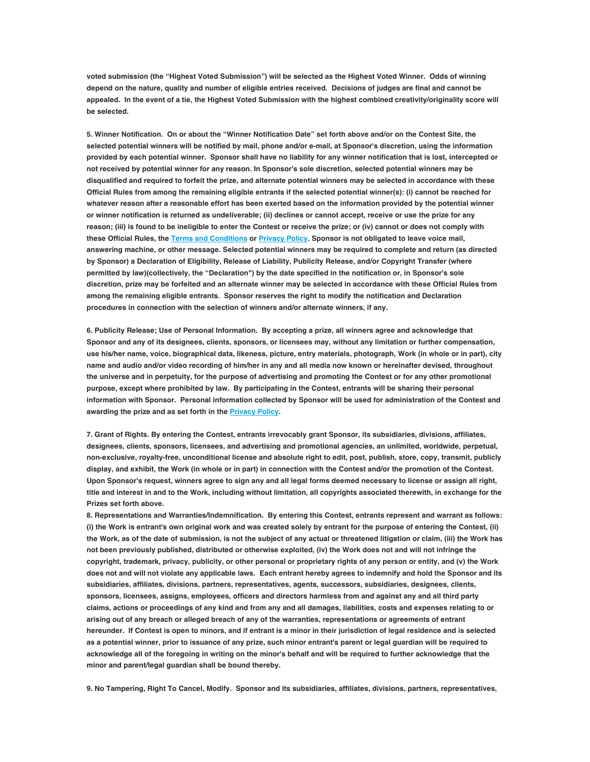**voted submission (the "Highest Voted Submission") will be selected as the Highest Voted Winner. Odds of winning depend on the nature, quality and number of eligible entries received. Decisions of judges are final and cannot be appealed. In the event of a tie, the Highest Voted Submission with the highest combined creativity/originality score will be selected.**

**5. Winner Notification. On or about the "Winner Notification Date" set forth above and/or on the Contest Site, the selected potential winners will be notified by mail, phone and/or e-mail, at Sponsor's discretion, using the information provided by each potential winner. Sponsor shall have no liability for any winner notification that is lost, intercepted or not received by potential winner for any reason. In Sponsor's sole discretion, selected potential winners may be disqualified and required to forfeit the prize, and alternate potential winners may be selected in accordance with these Official Rules from among the remaining eligible entrants if the selected potential winner(s): (i) cannot be reached for whatever reason after a reasonable effort has been exerted based on the information provided by the potential winner or winner notification is returned as undeliverable; (ii) declines or cannot accept, receive or use the prize for any reason; (iii) is found to be ineligible to enter the Contest or receive the prize; or (iv) cannot or does not comply with these Official Rules, the [Terms and Conditions] or [Privacy Policy]. Sponsor is not obligated to leave voice mail, answering machine, or other message. Selected potential winners may be required to complete and return (as directed by Sponsor) a Declaration of Eligibility, Release of Liability, Publicity Release, and/or Copyright Transfer (where permitted by law)(collectively, the "Declaration") by the date specified in the notification or, in Sponsor's sole discretion, prize may be forfeited and an alternate winner may be selected in accordance with these Official Rules from among the remaining eligible entrants. Sponsor reserves the right to modify the notification and Declaration procedures in connection with the selection of winners and/or alternate winners, if any.**

**6. Publicity Release; Use of Personal Information. By accepting a prize, all winners agree and acknowledge that Sponsor and any of its designees, clients, sponsors, or licensees may, without any limitation or further compensation, use his/her name, voice, biographical data, likeness, picture, entry materials, photograph, Work (in whole or in part), city name and audio and/or video recording of him/her in any and all media now known or hereinafter devised, throughout the universe and in perpetuity, for the purpose of advertising and promoting the Contest or for any other promotional purpose, except where prohibited by law. By participating in the Contest, entrants will be sharing their personal information with Sponsor. Personal information collected by Sponsor will be used for administration of the Contest and awarding the prize and as set forth in the [Privacy Policy].**

**7. Grant of Rights. By entering the Contest, entrants irrevocably grant Sponsor, its subsidiaries, divisions, affiliates, designees, clients, sponsors, licensees, and advertising and promotional agencies, an unlimited, worldwide, perpetual, non-exclusive, royalty-free, unconditional license and absolute right to edit, post, publish, store, copy, transmit, publicly display, and exhibit, the Work (in whole or in part) in connection with the Contest and/or the promotion of the Contest. Upon Sponsor's request, winners agree to sign any and all legal forms deemed necessary to license or assign all right, title and interest in and to the Work, including without limitation, all copyrights associated therewith, in exchange for the Prizes set forth above.**

**8. Representations and Warranties/Indemnification. By entering this Contest, entrants represent and warrant as follows: (i) the Work is entrant's own original work and was created solely by entrant for the purpose of entering the Contest, (ii) the Work, as of the date of submission, is not the subject of any actual or threatened litigation or claim, (iii) the Work has not been previously published, distributed or otherwise exploited, (iv) the Work does not and will not infringe the copyright, trademark, privacy, publicity, or other personal or proprietary rights of any person or entity, and (v) the Work does not and will not violate any applicable laws. Each entrant hereby agrees to indemnify and hold the Sponsor and its subsidiaries, affiliates, divisions, partners, representatives, agents, successors, subsidiaries, designees, clients, sponsors, licensees, assigns, employees, officers and directors harmless from and against any and all third party claims, actions or proceedings of any kind and from any and all damages, liabilities, costs and expenses relating to or arising out of any breach or alleged breach of any of the warranties, representations or agreements of entrant hereunder. If Contest is open to minors, and if entrant is a minor in their jurisdiction of legal residence and is selected as a potential winner, prior to issuance of any prize, such minor entrant's parent or legal guardian will be required to acknowledge all of the foregoing in writing on the minor's behalf and will be required to further acknowledge that the minor and parent/legal guardian shall be bound thereby.**

**9. No Tampering, Right To Cancel, Modify. Sponsor and its subsidiaries, affiliates, divisions, partners, representatives,**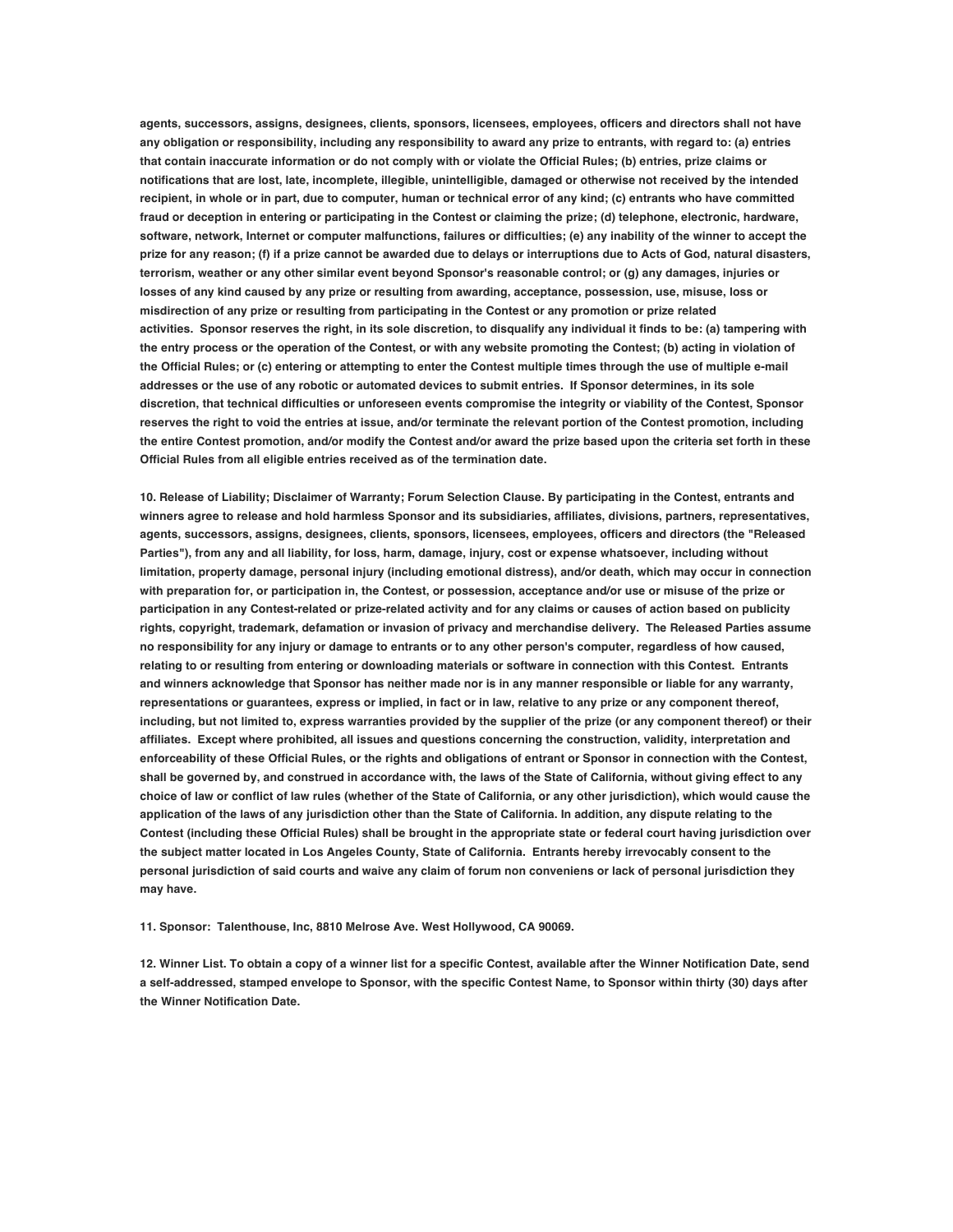agents, successors, assigns, designees, clients, sponsors, licensees, employees, officers and directors shall not have any obligation or responsibility, including any responsibility to award any prize to entrants, with regard to: (a) entries that contain inaccurate information or do not comply with or violate the Official Rules; (b) entries, prize claims or notifications that are lost, late, incomplete, illegible, unintelligible, damaged or otherwise not received by the intended recipient, in whole or in part, due to computer, human or technical error of any kind; (c) entrants who have committed fraud or deception in entering or participating in the Contest or claiming the prize; (d) telephone, electronic, hardware, software, network, Internet or computer malfunctions, failures or difficulties; (e) any inability of the winner to accept the prize for any reason; (f) if a prize cannot be awarded due to delays or interruptions due to Acts of God, natural disasters, terrorism, weather or any other similar event beyond Sponsor's reasonable control; or (g) any damages, injuries or losses of any kind caused by any prize or resulting from awarding, acceptance, possession, use, misuse, loss or misdirection of any prize or resulting from participating in the Contest or any promotion or prize related activities. Sponsor reserves the right, in its sole discretion, to disqualify any individual it finds to be: (a) tampering with the entry process or the operation of the Contest, or with any website promoting the Contest; (b) acting in violation of the Official Rules; or (c) entering or attempting to enter the Contest multiple times through the use of multiple e-mail addresses or the use of any robotic or automated devices to submit entries. If Sponsor determines, in its sole discretion, that technical difficulties or unforeseen events compromise the integrity or viability of the Contest, Sponsor reserves the right to void the entries at issue, and/or terminate the relevant portion of the Contest promotion, including the entire Contest promotion, and/or modify the Contest and/or award the prize based upon the criteria set forth in these Official Rules from all eligible entries received as of the termination date.

**10. Release of Liability; Disclaimer of Warranty; Forum Selection Clause.** By participating in the Contest, entrants and winners agree to release and hold harmless Sponsor and its subsidiaries, affiliates, divisions, partners, representatives, agents, successors, assigns, designees, clients, sponsors, licensees, employees, officers and directors (the "Released Parties"), from any and all liability, for loss, harm, damage, injury, cost or expense whatsoever, including without limitation, property damage, personal injury (including emotional distress), and/or death, which may occur in connection with preparation for, or participation in, the Contest, or possession, acceptance and/or use or misuse of the prize or participation in any Contest-related or prize-related activity and for any claims or causes of action based on publicity rights, copyright, trademark, defamation or invasion of privacy and merchandise delivery. The Released Parties assume no responsibility for any injury or damage to entrants or to any other person's computer, regardless of how caused, relating to or resulting from entering or downloading materials or software in connection with this Contest. Entrants and winners acknowledge that Sponsor has neither made nor is in any manner responsible or liable for any warranty, representations or guarantees, express or implied, in fact or in law, relative to any prize or any component thereof, including, but not limited to, express warranties provided by the supplier of the prize (or any component thereof) or their affiliates. Except where prohibited, all issues and questions concerning the construction, validity, interpretation and enforceability of these Official Rules, or the rights and obligations of entrant or Sponsor in connection with the Contest, shall be governed by, and construed in accordance with, the laws of the State of California, without giving effect to any choice of law or conflict of law rules (whether of the State of California, or any other jurisdiction), which would cause the application of the laws of any jurisdiction other than the State of California. In addition, any dispute relating to the Contest (including these Official Rules) shall be brought in the appropriate state or federal court having jurisdiction over the subject matter located in Los Angeles County, State of California. Entrants hereby irrevocably consent to the personal jurisdiction of said courts and waive any claim of forum non conveniens or lack of personal jurisdiction they may have.

**11. Sponsor:** Talenthouse, Inc, 8810 Melrose Ave. West Hollywood, CA 90069.

**12. Winner List.** To obtain a copy of a winner list for a specific Contest, available after the Winner Notification Date, send a self-addressed, stamped envelope to Sponsor, with the specific Contest Name, to Sponsor within thirty (30) days after the Winner Notification Date.